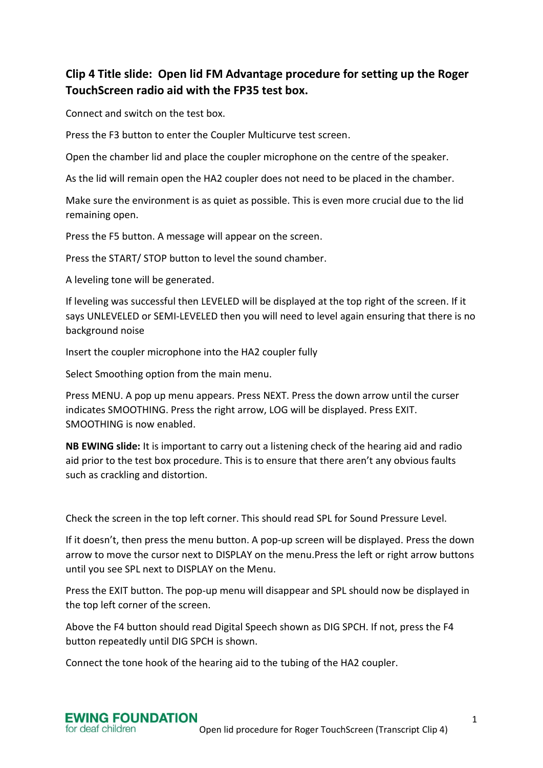**Clip 4 Title slide: Open lid FM Advantage procedure for setting up the Roger TouchScreen radio aid with the FP35 test box.**

Connect and switch on the test box.

Press the F3 button to enter the Coupler Multicurve test screen.

Open the chamber lid and place the coupler microphone on the centre of the speaker.

As the lid will remain open the HA2 coupler does not need to be placed in the chamber.

Make sure the environment is as quiet as possible. This is even more crucial due to the lid remaining open.

Press the F5 button. A message will appear on the screen.

Press the START/ STOP button to level the sound chamber.

A leveling tone will be generated.

If leveling was successful then LEVELED will be displayed at the top right of the screen. If it says UNLEVELED or SEMI-LEVELED then you will need to level again ensuring that there is no background noise

Insert the coupler microphone into the HA2 coupler fully

Select Smoothing option from the main menu.

Press MENU. A pop up menu appears. Press NEXT. Press the down arrow until the curser indicates SMOOTHING. Press the right arrow, LOG will be displayed. Press EXIT. SMOOTHING is now enabled.

**NB EWING slide:** It is important to carry out a listening check of the hearing aid and radio aid prior to the test box procedure. This is to ensure that there aren't any obvious faults such as crackling and distortion.

Check the screen in the top left corner. This should read SPL for Sound Pressure Level.

If it doesn't, then press the menu button. A pop-up screen will be displayed. Press the down arrow to move the cursor next to DISPLAY on the menu.Press the left or right arrow buttons until you see SPL next to DISPLAY on the Menu.

Press the EXIT button. The pop-up menu will disappear and SPL should now be displayed in the top left corner of the screen.

Above the F4 button should read Digital Speech shown as DIG SPCH. If not, press the F4 button repeatedly until DIG SPCH is shown.

Connect the tone hook of the hearing aid to the tubing of the HA2 coupler.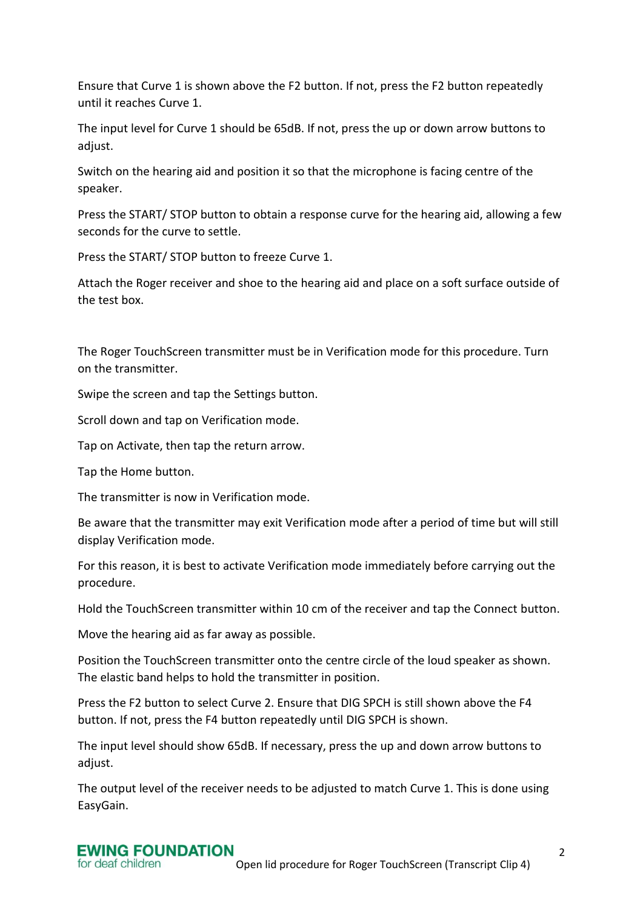Ensure that Curve 1 is shown above the F2 button. If not, press the F2 button repeatedly until it reaches Curve 1.

The input level for Curve 1 should be 65dB. If not, press the up or down arrow buttons to adjust.

Switch on the hearing aid and position it so that the microphone is facing centre of the speaker.

Press the START/ STOP button to obtain a response curve for the hearing aid, allowing a few seconds for the curve to settle.

Press the START/ STOP button to freeze Curve 1.

Attach the Roger receiver and shoe to the hearing aid and place on a soft surface outside of the test box.

The Roger TouchScreen transmitter must be in Verification mode for this procedure. Turn on the transmitter.

Swipe the screen and tap the Settings button.

Scroll down and tap on Verification mode.

Tap on Activate, then tap the return arrow.

Tap the Home button.

The transmitter is now in Verification mode.

Be aware that the transmitter may exit Verification mode after a period of time but will still display Verification mode.

For this reason, it is best to activate Verification mode immediately before carrying out the procedure.

Hold the TouchScreen transmitter within 10 cm of the receiver and tap the Connect button.

Move the hearing aid as far away as possible.

Position the TouchScreen transmitter onto the centre circle of the loud speaker as shown. The elastic band helps to hold the transmitter in position.

Press the F2 button to select Curve 2. Ensure that DIG SPCH is still shown above the F4 button. If not, press the F4 button repeatedly until DIG SPCH is shown.

The input level should show 65dB. If necessary, press the up and down arrow buttons to adjust.

The output level of the receiver needs to be adjusted to match Curve 1. This is done using EasyGain.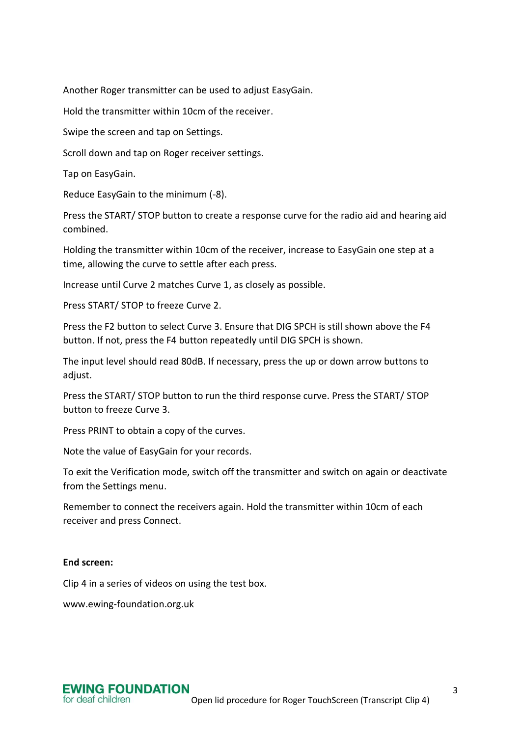Another Roger transmitter can be used to adjust EasyGain.

Hold the transmitter within 10cm of the receiver.

Swipe the screen and tap on Settings.

Scroll down and tap on Roger receiver settings.

Tap on EasyGain.

Reduce EasyGain to the minimum (-8).

Press the START/ STOP button to create a response curve for the radio aid and hearing aid combined.

Holding the transmitter within 10cm of the receiver, increase to EasyGain one step at a time, allowing the curve to settle after each press.

Increase until Curve 2 matches Curve 1, as closely as possible.

Press START/ STOP to freeze Curve 2.

Press the F2 button to select Curve 3. Ensure that DIG SPCH is still shown above the F4 button. If not, press the F4 button repeatedly until DIG SPCH is shown.

The input level should read 80dB. If necessary, press the up or down arrow buttons to adjust.

Press the START/ STOP button to run the third response curve. Press the START/ STOP button to freeze Curve 3.

Press PRINT to obtain a copy of the curves.

Note the value of EasyGain for your records.

To exit the Verification mode, switch off the transmitter and switch on again or deactivate from the Settings menu.

Remember to connect the receivers again. Hold the transmitter within 10cm of each receiver and press Connect.

**End screen:**

Clip 4 in a series of videos on using the test box.

www.ewing-foundation.org.uk